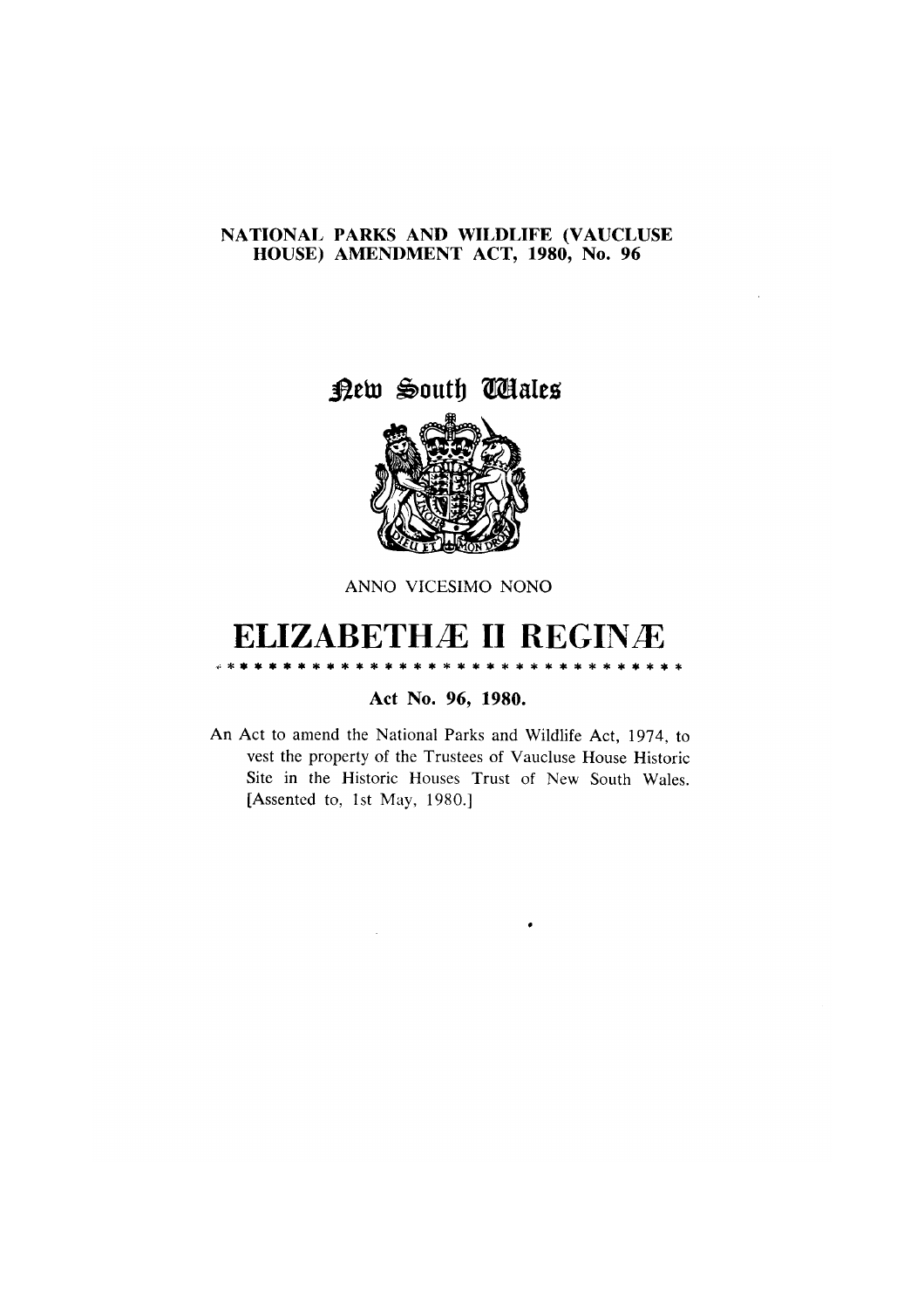# NATIONAL PARKS AND WILDLIFE (VAUCLUSE HOUSE) AMENDMENT ACT, 1980, No. 96

## New South Wales

ANNO VICESIMO NONO

# ELIZABETHÆ II REGINÆ

\* \* \* \* \* \* \* \* \* \* \* \* \* \* \* \* \* \* \* \* \* \* \* \* \* \* \* \* \* \* \* \*

**Act No. 96, 1980.**

An Act to amend the National Parks and Wildlife Act, 1974, to vest the property of the Trustees of Vaucluse House Historic Site in the Historic Houses Trust of New South Wales. [Assented to, 1st May, 1980.]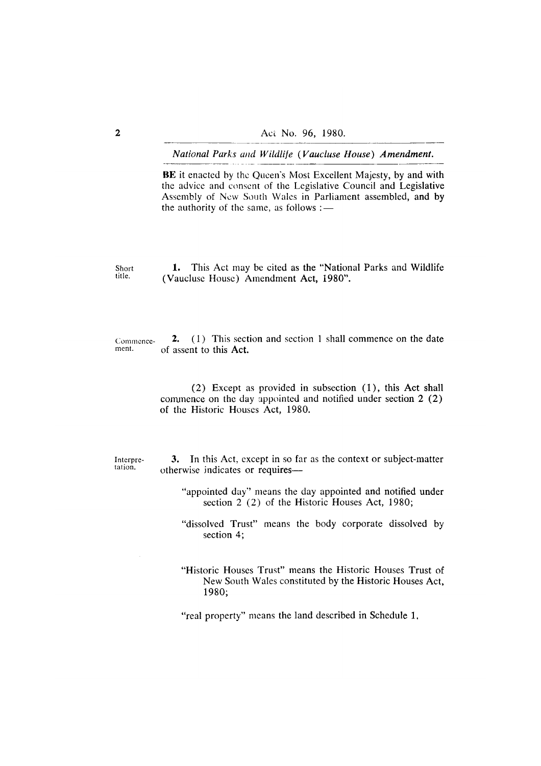**BE** it enacted by the Queen's Most Excellent Majesty, by and with the advice and consent of the Legislative Council and Legislative Assembly of New South Wales in Parliament assembled, and by the authority of the same, as follows :—

Short title.

**1.** This Act may be cited as the "National Parks and Wildlife (Vaucluse House) Amendment Act, 1980".

Commencement.

**2.** (1) This section and section 1 shall commence on the date of assent to this Act.

(2) Except as provided in subsection (1), this Act shall commence on the day appointed and notified under section 2 (2) of the Historic Houses Act, 1980.

Interpretation.

**3.** In this Act, except in so far as the context or subject-matter otherwise indicates or requires—

"appointed day" means the day appointed and notified under section 2 (2) of the Historic Houses Act, 1980;

"dissolved Trust" means the body corporate dissolved by section 4;

"Historic Houses Trust" means the Historic Houses Trust of New South Wales constituted by the Historic Houses Act, 1980;

"real property" means the land described in Schedule 1,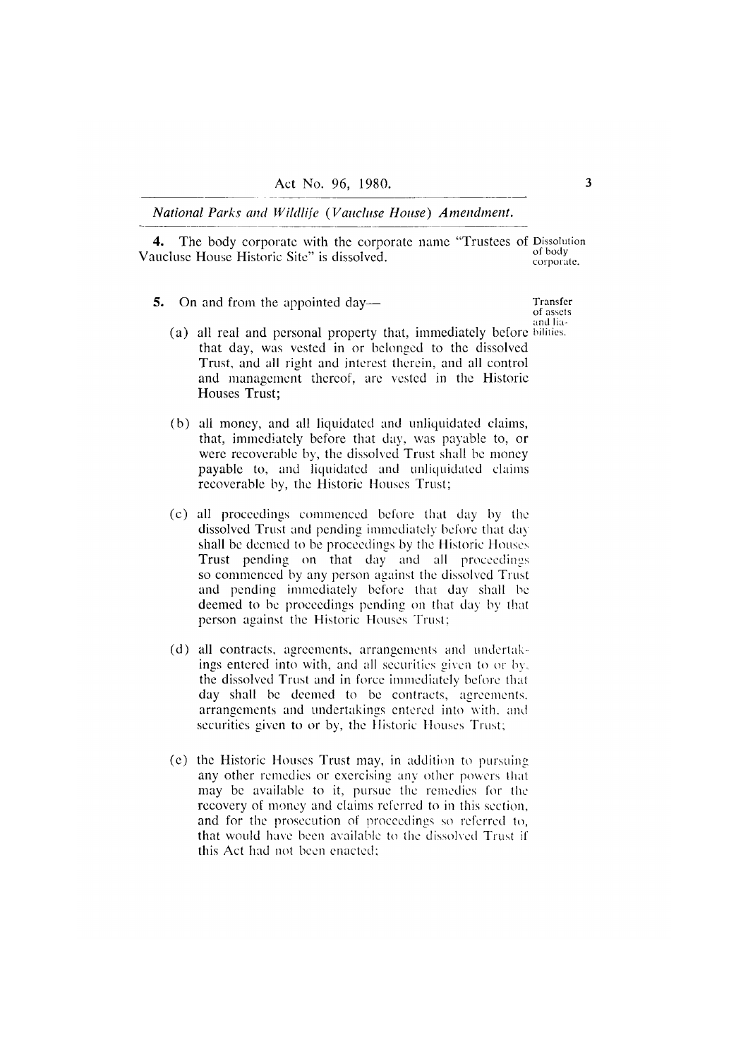**4.** The body corporate with the corporate name "Trustees of Vaucluse House Historic Site" is dissolved.

Dissolution of body corporate.

**5.** On and from the appointed day—

Transfer of assets and liabilities.

(a) all real and personal property that, immediately before that day, was vested in or belonged to the dissolved Trust, and all right and interest therein, and all control and management thereof, are vested in the Historic Houses Trust;

(b) all money, and all liquidated and unliquidated claims, that, immediately before that day, was payable to, or were recoverable by, the dissolved Trust shall be money payable to, and liquidated and unliquidated claims recoverable by, the Historic Houses Trust;

(c) all proceedings commenced before that day by the dissolved Trust and pending immediately before that day shall be deemed to be proceedings by the Historic Houses Trust pending on that day and all proceedings so commenced by any person against the dissolved Trust and pending immediately before that day shall be deemed to be proceedings pending on that day by that person against the Historic Houses Trust;

(d) all contracts, agreements, arrangements and undertakings entered into with, and all securities given to or by, the dissolved Trust and in force immediately before that day shall be deemed to be contracts, agreements, arrangements and undertakings entered into with, and securities given to or by, the Historic Houses Trust;

(e) the Historic Houses Trust may, in addition to pursuing any other remedies or exercising any other powers that may be available to it, pursue the remedies for the recovery of money and claims referred to in this section, and for the prosecution of proceedings so referred to, that would have been available to the dissolved Trust if this Act had not been enacted;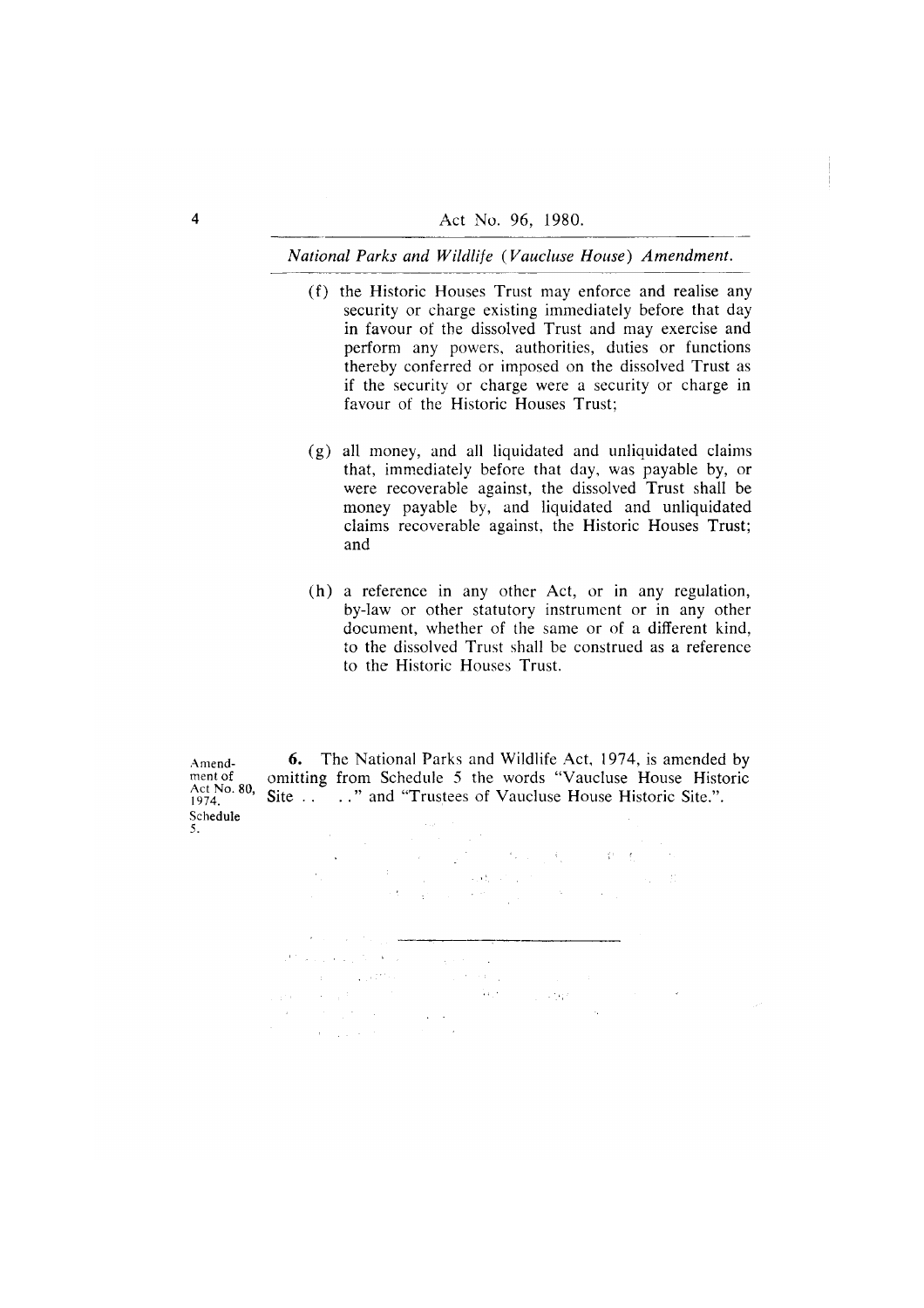(f) the Historic Houses Trust may enforce and realise any security or charge existing immediately before that day in favour of the dissolved Trust and may exercise and perform any powers, authorities, duties or functions thereby conferred or imposed on the dissolved Trust as if the security or charge were a security or charge in favour of the Historic Houses Trust;

(g) all money, and all liquidated and unliquidated claims that, immediately before that day, was payable by, or were recoverable against, the dissolved Trust shall be money payable by, and liquidated and unliquidated claims recoverable against, the Historic Houses Trust; and

(h) a reference in any other Act, or in any regulation, by-law or other statutory instrument or in any other document, whether of the same or of a different kind, to the dissolved Trust shall be construed as a reference to the Historic Houses Trust.

Amendment of Act No. 80, 1974. Schedule 5.

**6.** The National Parks and Wildlife Act, 1974, is amended by omitting from Schedule 5 the words "Vaucluse House Historic Site . . . ." and "Trustees of Vaucluse House Historic Site.".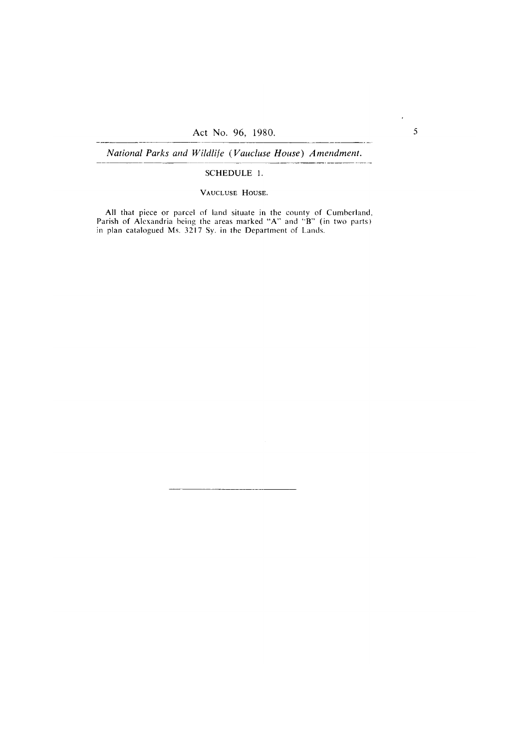## SCHEDULE 1.

### VAUCLUSE HOUSE.

All that piece or parcel of land situate in the county of Cumberland, Parish of Alexandria being the areas marked "A" and "B" (in two parts) in plan catalogued Ms. 3217 Sy. in the Department of Lands.